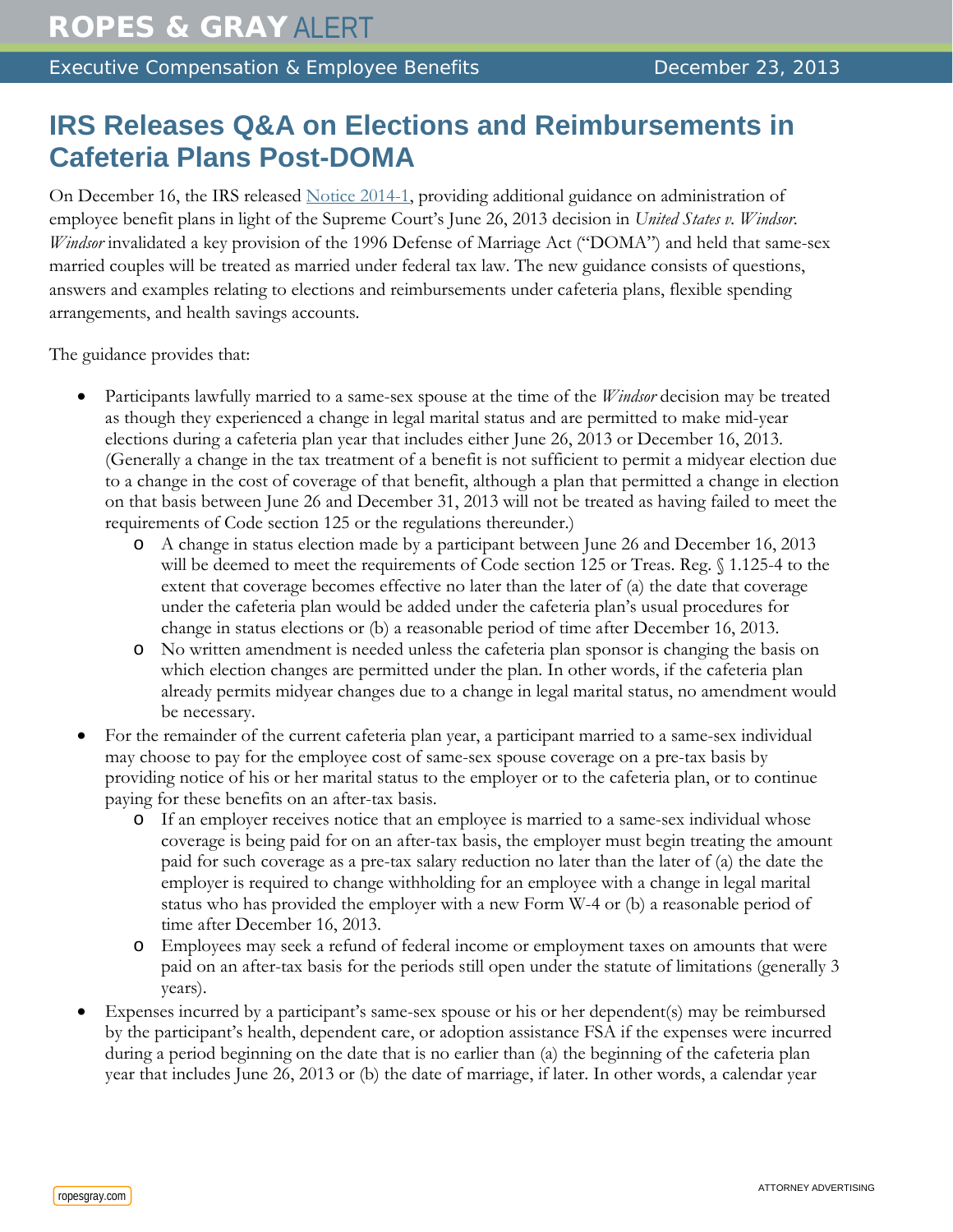# IRS Releases Q&A on Elections and Reimbursements in Cafeteria Plans Post-DOMA

On December 16, the IRS released Notice 2014-1, providing additional guidance on administration of employee benefit plans in light of the Supreme Court's June 26, 2013 decision in *United States v. Windsor*. *Windsor* invalidated a key provision of the 1996 Defense of Marriage Act ("DOMA") and held that same-sex married couples will be treated as married under federal tax law. The new guidance consists of questions, answers and examples relating to elections and reimbursements under cafeteria plans, flexible spending arrangements, and health savings accounts.

The guidance provides that:

- Participants lawfully married to a same-sex spouse at the time of the *Windsor* decision may be treated as though they experienced a change in legal marital status and are permitted to make mid-year elections during a cafeteria plan year that includes either June 26, 2013 or December 16, 2013. (Generally a change in the tax treatment of a benefit is not sufficient to permit a midyear election due to a change in the cost of coverage of that benefit, although a plan that permitted a change in election on that basis between June 26 and December 31, 2013 will not be treated as having failed to meet the requirements of Code section 125 or the regulations thereunder.)
    - A change in status election made by a participant between June 26 and December 16, 2013 will be deemed to meet the requirements of Code section 125 or Treas. Reg. § 1.125-4 to the extent that coverage becomes effective no later than the later of (a) the date that coverage under the cafeteria plan would be added under the cafeteria plan's usual procedures for change in status elections or (b) a reasonable period of time after December 16, 2013.
    - No written amendment is needed unless the cafeteria plan sponsor is changing the basis on which election changes are permitted under the plan. In other words, if the cafeteria plan already permits midyear changes due to a change in legal marital status, no amendment would be necessary.
- For the remainder of the current cafeteria plan year, a participant married to a same-sex individual may choose to pay for the employee cost of same-sex spouse coverage on a pre-tax basis by providing notice of his or her marital status to the employer or to the cafeteria plan, or to continue paying for these benefits on an after-tax basis.
    - If an employer receives notice that an employee is married to a same-sex individual whose coverage is being paid for on an after-tax basis, the employer must begin treating the amount paid for such coverage as a pre-tax salary reduction no later than the later of (a) the date the employer is required to change withholding for an employee with a change in legal marital status who has provided the employer with a new Form W-4 or (b) a reasonable period of time after December 16, 2013.
    - Employees may seek a refund of federal income or employment taxes on amounts that were paid on an after-tax basis for the periods still open under the statute of limitations (generally 3 years).
- Expenses incurred by a participant's same-sex spouse or his or her dependent(s) may be reimbursed by the participant's health, dependent care, or adoption assistance FSA if the expenses were incurred during a period beginning on the date that is no earlier than (a) the beginning of the cafeteria plan year that includes June 26, 2013 or (b) the date of marriage, if later. In other words, a calendar year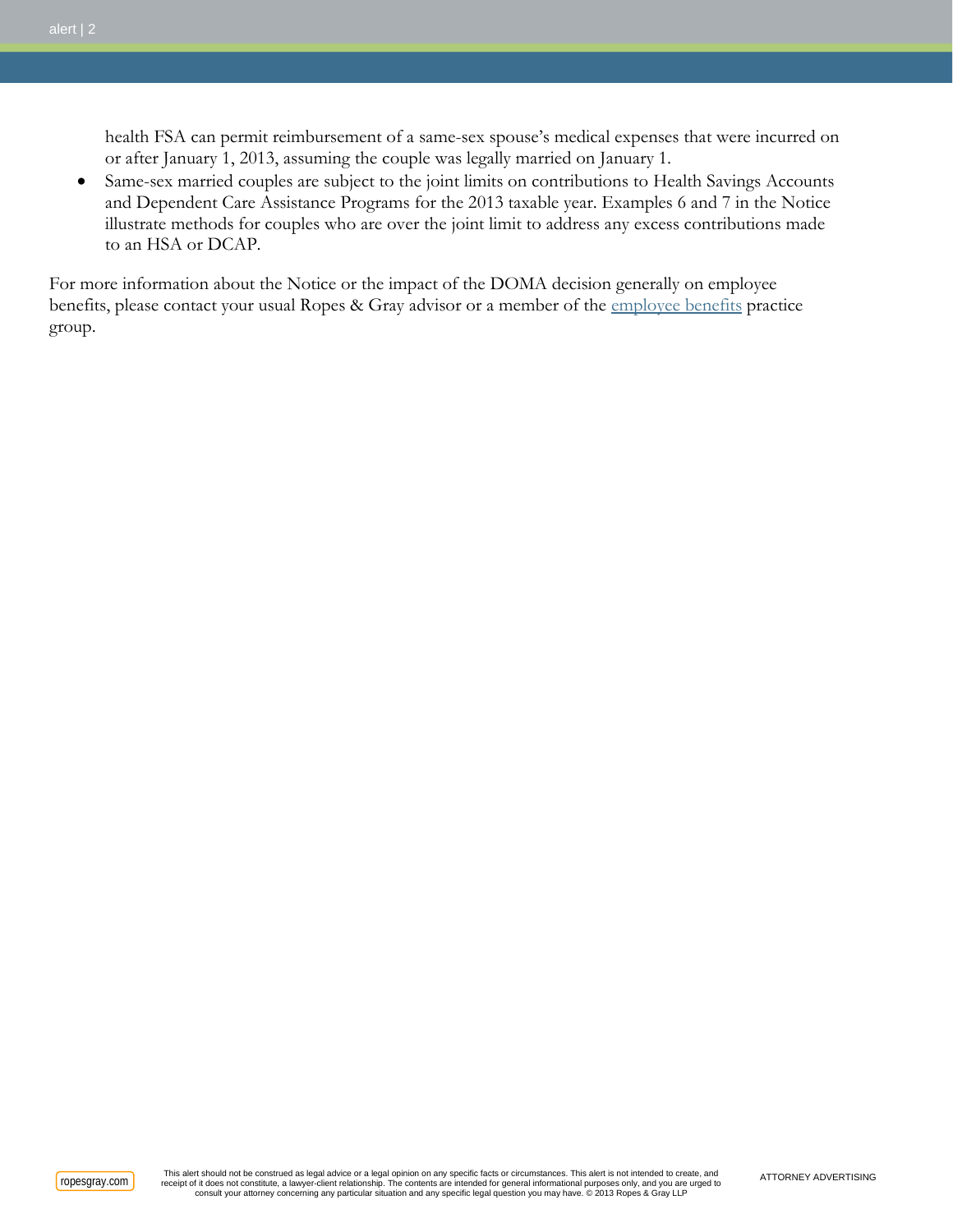health FSA can permit reimbursement of a same-sex spouse's medical expenses that were incurred on or after January 1, 2013, assuming the couple was legally married on January 1.

- Same-sex married couples are subject to the joint limits on contributions to Health Savings Accounts and Dependent Care Assistance Programs for the 2013 taxable year. Examples 6 and 7 in the Notice illustrate methods for couples who are over the joint limit to address any excess contributions made to an HSA or DCAP.

For more information about the Notice or the impact of the DOMA decision generally on employee benefits, please contact your usual Ropes & Gray advisor or a member of the employee benefits practice group.

ropesgray.com

This alert should not be construed as legal advice or a legal opinion on any specific facts or circumstances. This alert is not intended to create, and receipt of it does not constitute, a lawyer-client relationship. The contents are intended for general informational purposes only, and you are urged to consult your attorney concerning any particular situation and any specific legal question you may have. © 2013 Ropes & Gray LLP

ATTORNEY ADVERTISING